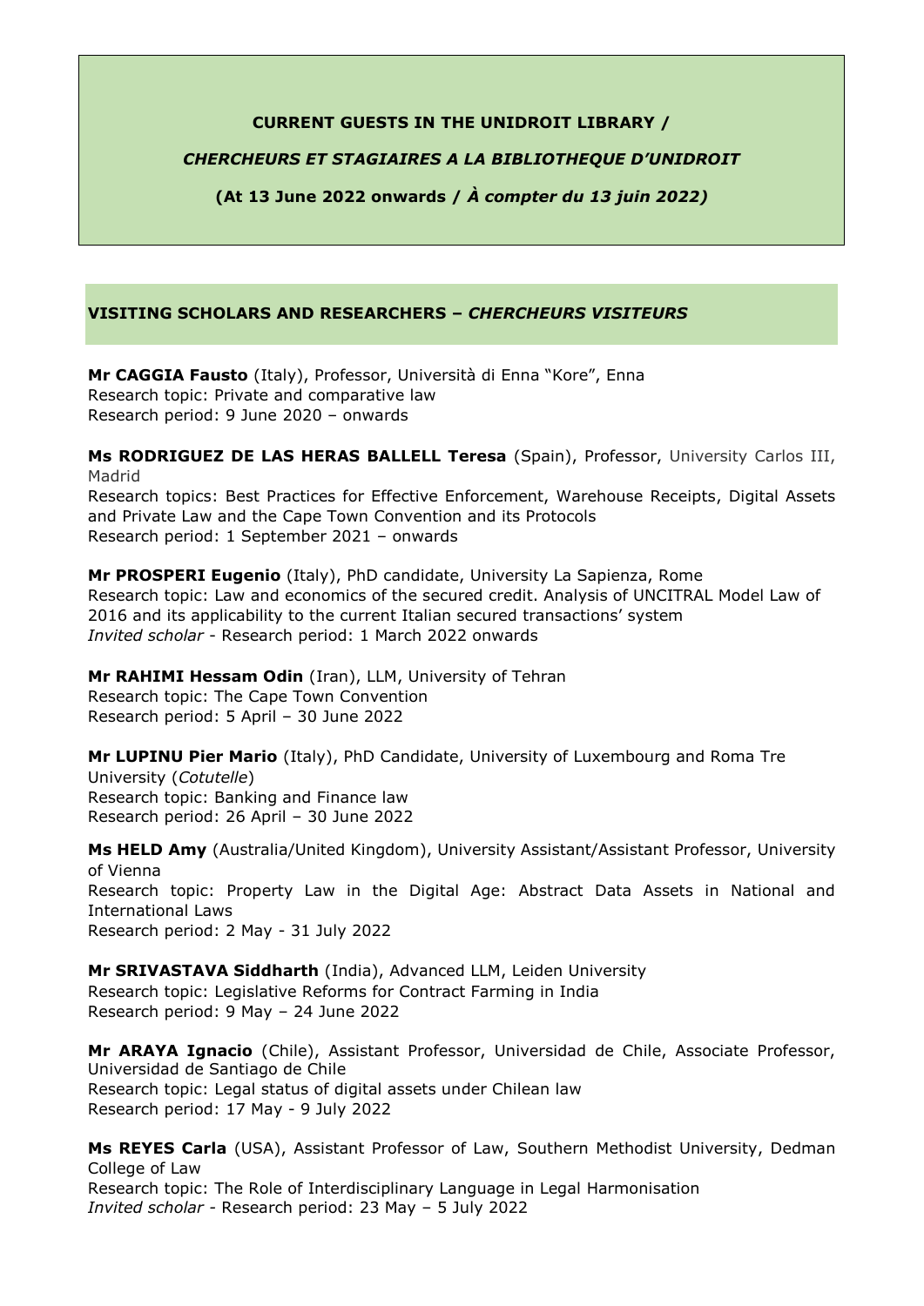**CURRENT GUESTS IN THE UNIDROIT LIBRARY /**

***CHERCHEURS ET STAGIAIRES A LA BIBLIOTHEQUE D'UNIDROIT***

**(At 13 June 2022 onwards / *À compter du 13 juin 2022)***

## VISITING SCHOLARS AND RESEARCHERS – *CHERCHEURS VISITEURS*

**Mr CAGGIA Fausto** (Italy), Professor, Università di Enna "Kore", Enna
Research topic: Private and comparative law
Research period: 9 June 2020 – onwards

**Ms RODRIGUEZ DE LAS HERAS BALLELL Teresa** (Spain), Professor, University Carlos III, Madrid
Research topics: Best Practices for Effective Enforcement, Warehouse Receipts, Digital Assets and Private Law and the Cape Town Convention and its Protocols
Research period: 1 September 2021 – onwards

**Mr PROSPERI Eugenio** (Italy), PhD candidate, University La Sapienza, Rome
Research topic: Law and economics of the secured credit. Analysis of UNCITRAL Model Law of 2016 and its applicability to the current Italian secured transactions' system
*Invited scholar* - Research period: 1 March 2022 onwards

**Mr RAHIMI Hessam Odin** (Iran), LLM, University of Tehran
Research topic: The Cape Town Convention
Research period: 5 April – 30 June 2022

**Mr LUPINU Pier Mario** (Italy), PhD Candidate, University of Luxembourg and Roma Tre University (*Cotutelle*)
Research topic: Banking and Finance law
Research period: 26 April – 30 June 2022

**Ms HELD Amy** (Australia/United Kingdom), University Assistant/Assistant Professor, University of Vienna
Research topic: Property Law in the Digital Age: Abstract Data Assets in National and International Laws
Research period: 2 May - 31 July 2022

**Mr SRIVASTAVA Siddharth** (India), Advanced LLM, Leiden University
Research topic: Legislative Reforms for Contract Farming in India
Research period: 9 May – 24 June 2022

**Mr ARAYA Ignacio** (Chile), Assistant Professor, Universidad de Chile, Associate Professor, Universidad de Santiago de Chile
Research topic: Legal status of digital assets under Chilean law
Research period: 17 May - 9 July 2022

**Ms REYES Carla** (USA), Assistant Professor of Law, Southern Methodist University, Dedman College of Law
Research topic: The Role of Interdisciplinary Language in Legal Harmonisation
*Invited scholar* - Research period: 23 May – 5 July 2022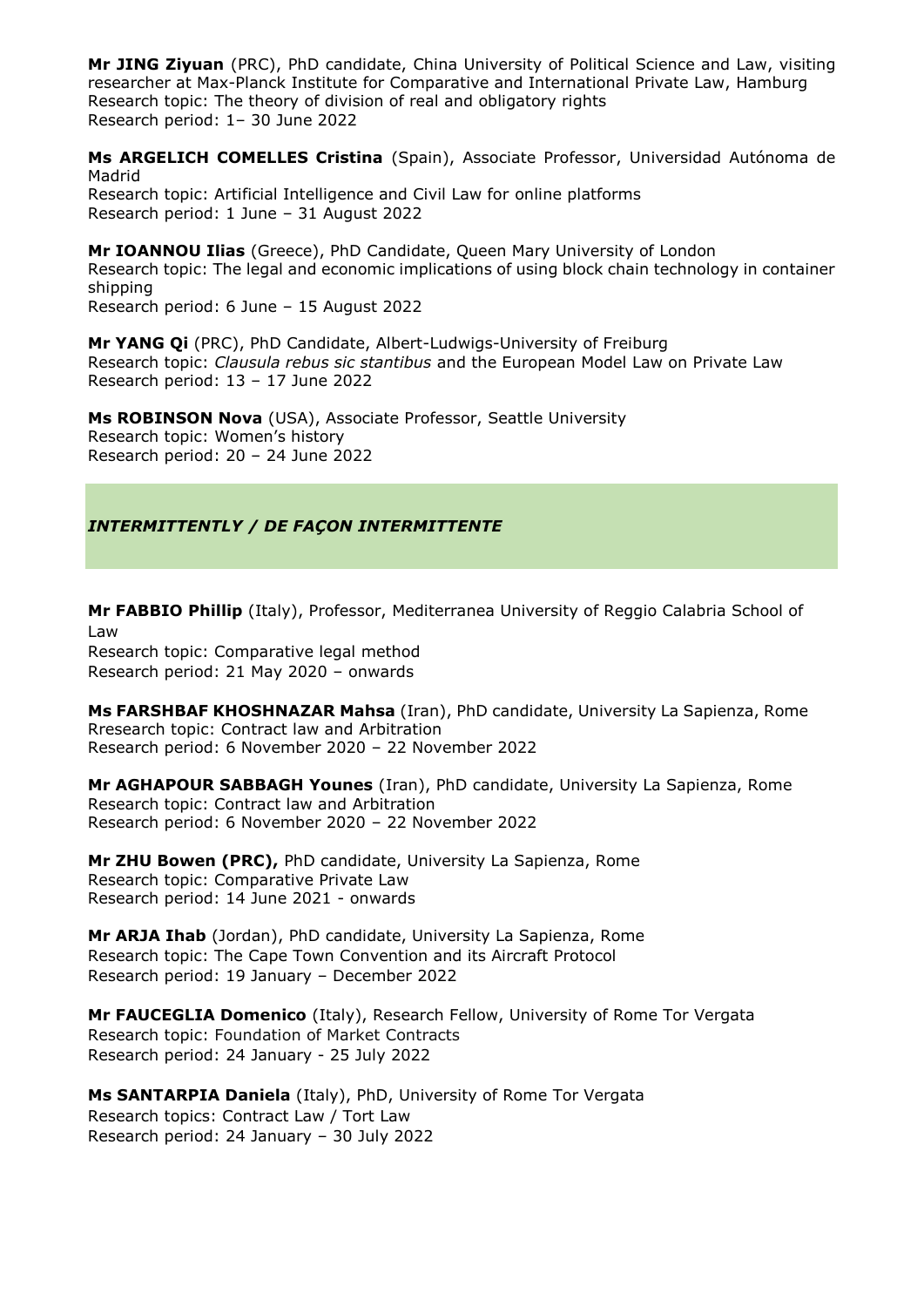**Mr JING Ziyuan** (PRC), PhD candidate, China University of Political Science and Law, visiting researcher at Max-Planck Institute for Comparative and International Private Law, Hamburg
Research topic: The theory of division of real and obligatory rights
Research period: 1– 30 June 2022

**Ms ARGELICH COMELLES Cristina** (Spain), Associate Professor, Universidad Autónoma de Madrid
Research topic: Artificial Intelligence and Civil Law for online platforms
Research period: 1 June – 31 August 2022

**Mr IOANNOU Ilias** (Greece), PhD Candidate, Queen Mary University of London
Research topic: The legal and economic implications of using block chain technology in container shipping
Research period: 6 June – 15 August 2022

**Mr YANG Qi** (PRC), PhD Candidate, Albert-Ludwigs-University of Freiburg
Research topic: *Clausula rebus sic stantibus* and the European Model Law on Private Law
Research period: 13 – 17 June 2022

**Ms ROBINSON Nova** (USA), Associate Professor, Seattle University
Research topic: Women's history
Research period: 20 – 24 June 2022

## *INTERMITTENTLY / DE FAÇON INTERMITTENTE*

**Mr FABBIO Phillip** (Italy), Professor, Mediterranea University of Reggio Calabria School of Law
Research topic: Comparative legal method
Research period: 21 May 2020 – onwards

**Ms FARSHBAF KHOSHNAZAR Mahsa** (Iran), PhD candidate, University La Sapienza, Rome
Rresearch topic: Contract law and Arbitration
Research period: 6 November 2020 – 22 November 2022

**Mr AGHAPOUR SABBAGH Younes** (Iran), PhD candidate, University La Sapienza, Rome
Research topic: Contract law and Arbitration
Research period: 6 November 2020 – 22 November 2022

**Mr ZHU Bowen (PRC),** PhD candidate, University La Sapienza, Rome
Research topic: Comparative Private Law
Research period: 14 June 2021 - onwards

**Mr ARJA Ihab** (Jordan), PhD candidate, University La Sapienza, Rome
Research topic: The Cape Town Convention and its Aircraft Protocol
Research period: 19 January – December 2022

**Mr FAUCEGLIA Domenico** (Italy), Research Fellow, University of Rome Tor Vergata
Research topic: Foundation of Market Contracts
Research period: 24 January - 25 July 2022

**Ms SANTARPIA Daniela** (Italy), PhD, University of Rome Tor Vergata
Research topics: Contract Law / Tort Law
Research period: 24 January – 30 July 2022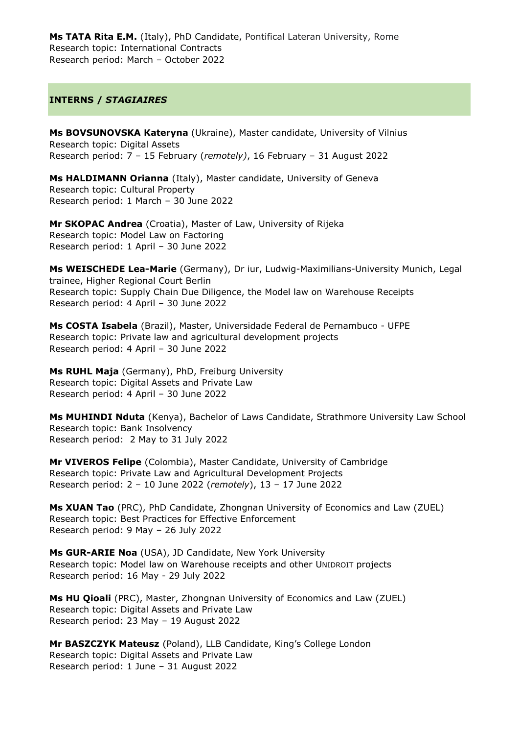**Ms TATA Rita E.M.** (Italy), PhD Candidate, Pontifical Lateran University, Rome
Research topic: International Contracts
Research period: March – October 2022

## INTERNS / *STAGIAIRES*

**Ms BOVSUNOVSKA Kateryna** (Ukraine), Master candidate, University of Vilnius
Research topic: Digital Assets
Research period: 7 – 15 February (*remotely)*, 16 February – 31 August 2022

**Ms HALDIMANN Orianna** (Italy), Master candidate, University of Geneva
Research topic: Cultural Property
Research period: 1 March – 30 June 2022

**Mr SKOPAC Andrea** (Croatia), Master of Law, University of Rijeka
Research topic: Model Law on Factoring
Research period: 1 April – 30 June 2022

**Ms WEISCHEDE Lea-Marie** (Germany), Dr iur, Ludwig-Maximilians-University Munich, Legal trainee, Higher Regional Court Berlin
Research topic: Supply Chain Due Diligence, the Model law on Warehouse Receipts
Research period: 4 April – 30 June 2022

**Ms COSTA Isabela** (Brazil), Master, Universidade Federal de Pernambuco - UFPE
Research topic: Private law and agricultural development projects
Research period: 4 April – 30 June 2022

**Ms RUHL Maja** (Germany), PhD, Freiburg University
Research topic: Digital Assets and Private Law
Research period: 4 April – 30 June 2022

**Ms MUHINDI Nduta** (Kenya), Bachelor of Laws Candidate, Strathmore University Law School
Research topic: Bank Insolvency
Research period: 2 May to 31 July 2022

**Mr VIVEROS Felipe** (Colombia), Master Candidate, University of Cambridge
Research topic: Private Law and Agricultural Development Projects
Research period: 2 – 10 June 2022 (*remotely*), 13 – 17 June 2022

**Ms XUAN Tao** (PRC), PhD Candidate, Zhongnan University of Economics and Law (ZUEL)
Research topic: Best Practices for Effective Enforcement
Research period: 9 May – 26 July 2022

**Ms GUR-ARIE Noa** (USA), JD Candidate, New York University
Research topic: Model law on Warehouse receipts and other UNIDROIT projects
Research period: 16 May - 29 July 2022

**Ms HU Qioali** (PRC), Master, Zhongnan University of Economics and Law (ZUEL)
Research topic: Digital Assets and Private Law
Research period: 23 May – 19 August 2022

**Mr BASZCZYK Mateusz** (Poland), LLB Candidate, King's College London
Research topic: Digital Assets and Private Law
Research period: 1 June – 31 August 2022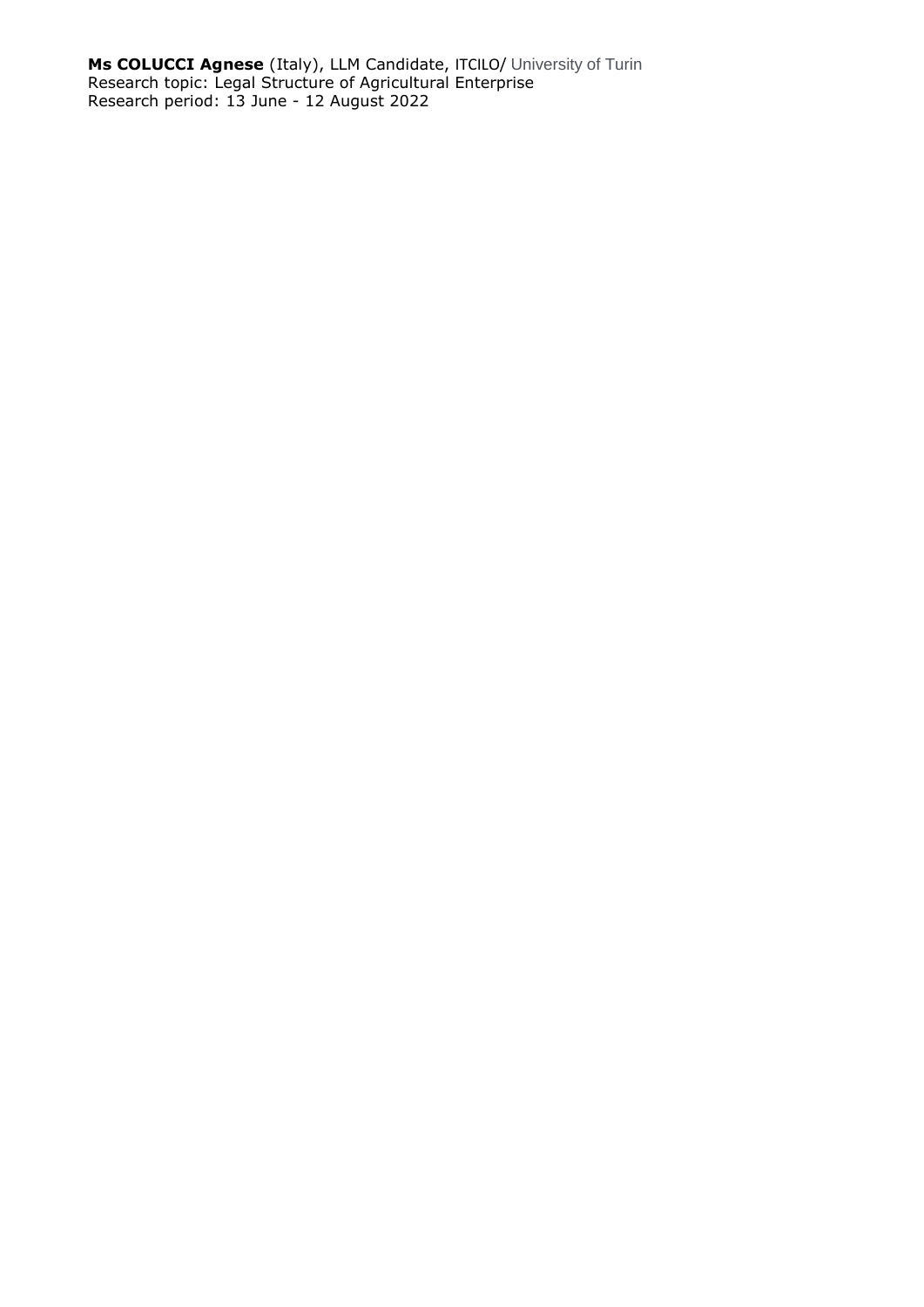**Ms COLUCCI Agnese** (Italy), LLM Candidate, ITCILO/ University of Turin
Research topic: Legal Structure of Agricultural Enterprise
Research period: 13 June - 12 August 2022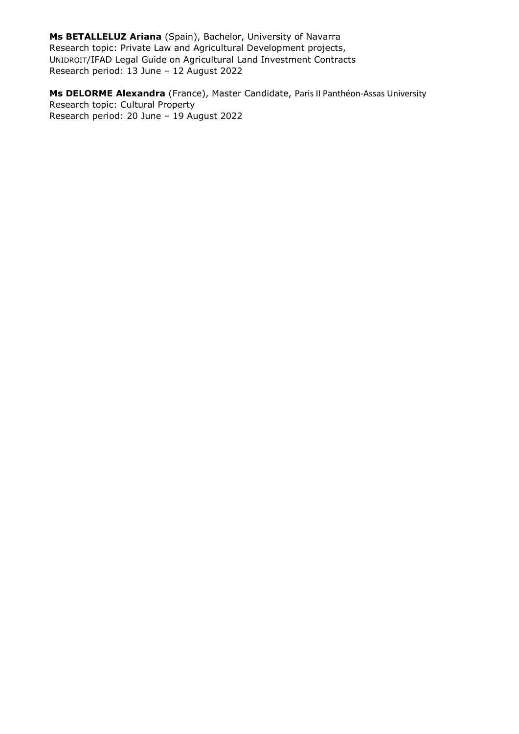**Ms BETALLELUZ Ariana** (Spain), Bachelor, University of Navarra
Research topic: Private Law and Agricultural Development projects, UNIDROIT/IFAD Legal Guide on Agricultural Land Investment Contracts
Research period: 13 June – 12 August 2022

**Ms DELORME Alexandra** (France), Master Candidate, Paris II Panthéon-Assas University
Research topic: Cultural Property
Research period: 20 June – 19 August 2022